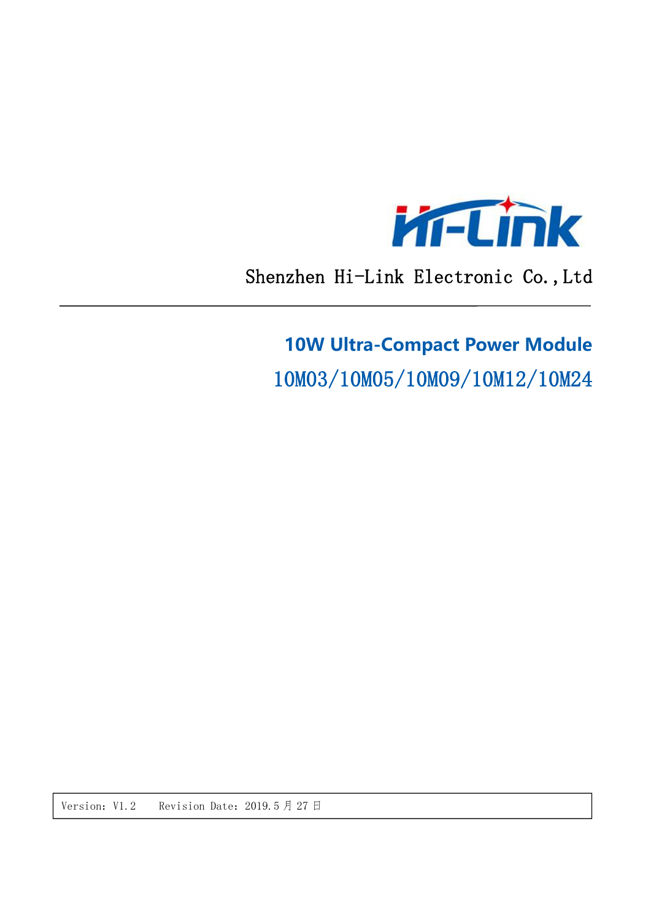Hi-Link

Shenzhen Hi-Link Electronic Co.,Ltd

# 10W Ultra-Compact Power Module

## 10M03/10M05/10M09/10M12/10M24

| Version: V1.2 Revision Date：2019.5 月 27 日 |
|---|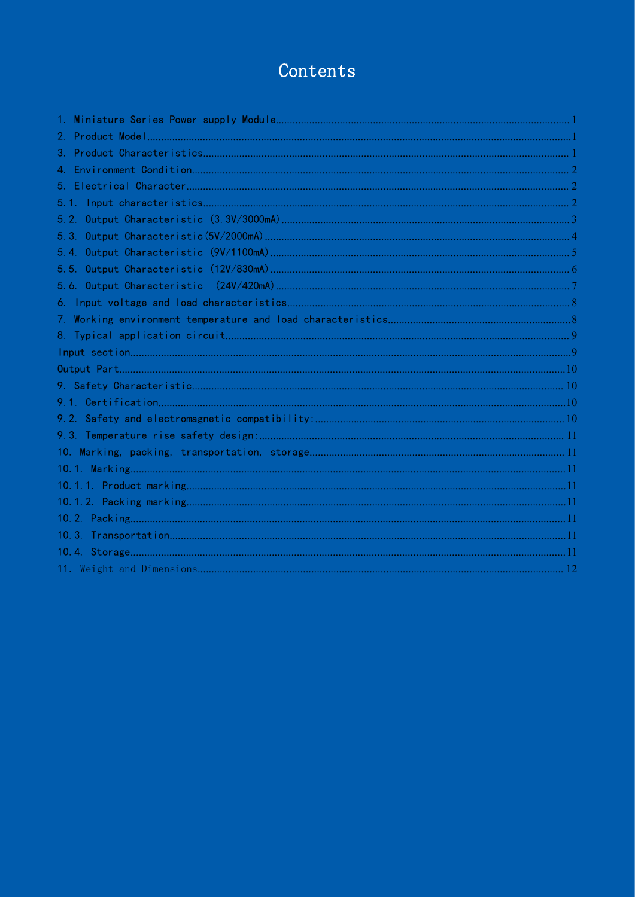# Contents

1. Miniature Series Power supply Module......1
2. Product Model......1
3. Product Characteristics......1
4. Environment Condition......2
5. Electrical Character......2
5.1. Input characteristics......2
5.2. Output Characteristic (3.3V/3000mA)......3
5.3. Output Characteristic(5V/2000mA)......4
5.4. Output Characteristic (9V/1100mA)......5
5.5. Output Characteristic (12V/830mA)......6
5.6. Output Characteristic (24V/420mA)......7
6. Input voltage and load characteristics......8
7. Working environment temperature and load characteristics......8
8. Typical application circuit......9
Input section......9
Output Part......10
9. Safety Characteristic......10
9.1. Certification......10
9.2. Safety and electromagnetic compatibility:......10
9.3. Temperature rise safety design:......11
10. Marking, packing, transportation, storage......11
10.1. Marking......11
10.1.1. Product marking......11
10.1.2. Packing marking......11
10.2. Packing......11
10.3. Transportation......11
10.4. Storage......11
11. Weight and Dimensions......12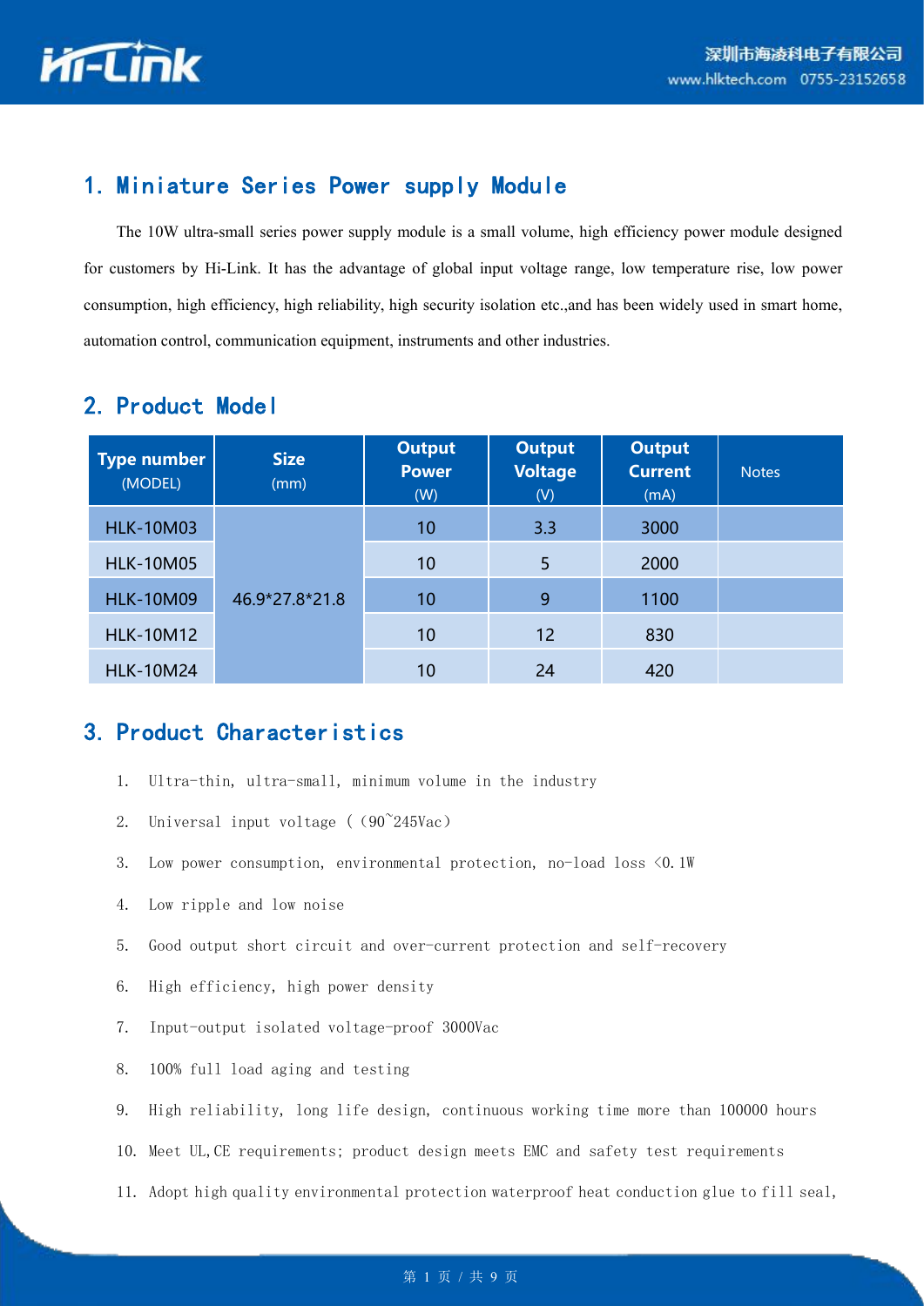## 1. Miniature Series Power supply Module

The 10W ultra-small series power supply module is a small volume, high efficiency power module designed for customers by Hi-Link. It has the advantage of global input voltage range, low temperature rise, low power consumption, high efficiency, high reliability, high security isolation etc.,and has been widely used in smart home, automation control, communication equipment, instruments and other industries.

## 2. Product Model

| **Type number** (MODEL) | **Size** (mm) | **Output Power** (W) | **Output Voltage** (V) | **Output Current** (mA) | Notes |
|---|---|---|---|---|---|
| HLK-10M03 | 46.9*27.8*21.8 | 10 | 3.3 | 3000 | |
| HLK-10M05 | | 10 | 5 | 2000 | |
| HLK-10M09 | | 10 | 9 | 1100 | |
| HLK-10M12 | | 10 | 12 | 830 | |
| HLK-10M24 | | 10 | 24 | 420 | |

## 3. Product Characteristics

1. Ultra-thin, ultra-small, minimum volume in the industry
2. Universal input voltage ( (90~245Vac)
3. Low power consumption, environmental protection, no-load loss <0.1W
4. Low ripple and low noise
5. Good output short circuit and over-current protection and self-recovery
6. High efficiency, high power density
7. Input-output isolated voltage-proof 3000Vac
8. 100% full load aging and testing
9. High reliability, long life design, continuous working time more than 100000 hours
10. Meet UL,CE requirements; product design meets EMC and safety test requirements
11. Adopt high quality environmental protection waterproof heat conduction glue to fill seal,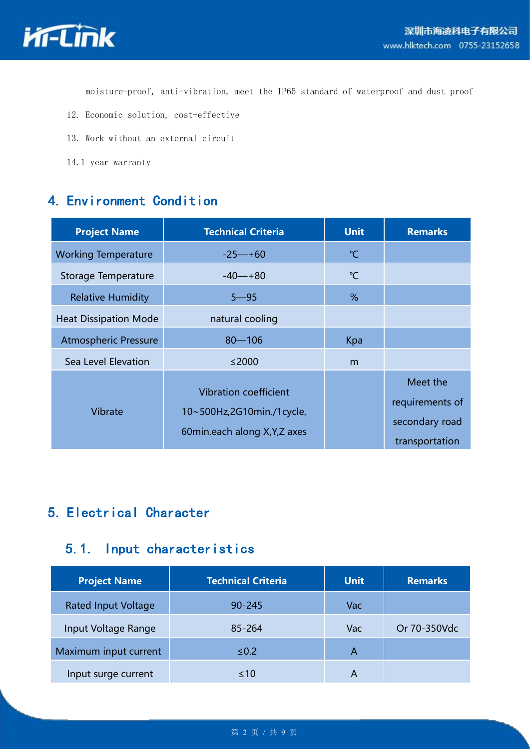moisture-proof, anti-vibration, meet the IP65 standard of waterproof and dust proof

12. Economic solution, cost-effective
13. Work without an external circuit
14. 1 year warranty

## 4. Environment Condition

| Project Name | Technical Criteria | Unit | Remarks |
|---|---|---|---|
| Working Temperature | -25—+60 | ℃ | |
| Storage Temperature | -40—+80 | ℃ | |
| Relative Humidity | 5—95 | % | |
| Heat Dissipation Mode | natural cooling | | |
| Atmospheric Pressure | 80—106 | Kpa | |
| Sea Level Elevation | ≤2000 | m | |
| Vibrate | Vibration coefficient 10~500Hz,2G10min./1cycle, 60min.each along X,Y,Z axes | | Meet the requirements of secondary road transportation |

## 5. Electrical Character

### 5.1. Input characteristics

| Project Name | Technical Criteria | Unit | Remarks |
|---|---|---|---|
| Rated Input Voltage | 90-245 | Vac | |
| Input Voltage Range | 85-264 | Vac | Or 70-350Vdc |
| Maximum input current | ≤0.2 | A | |
| Input surge current | ≤10 | A | |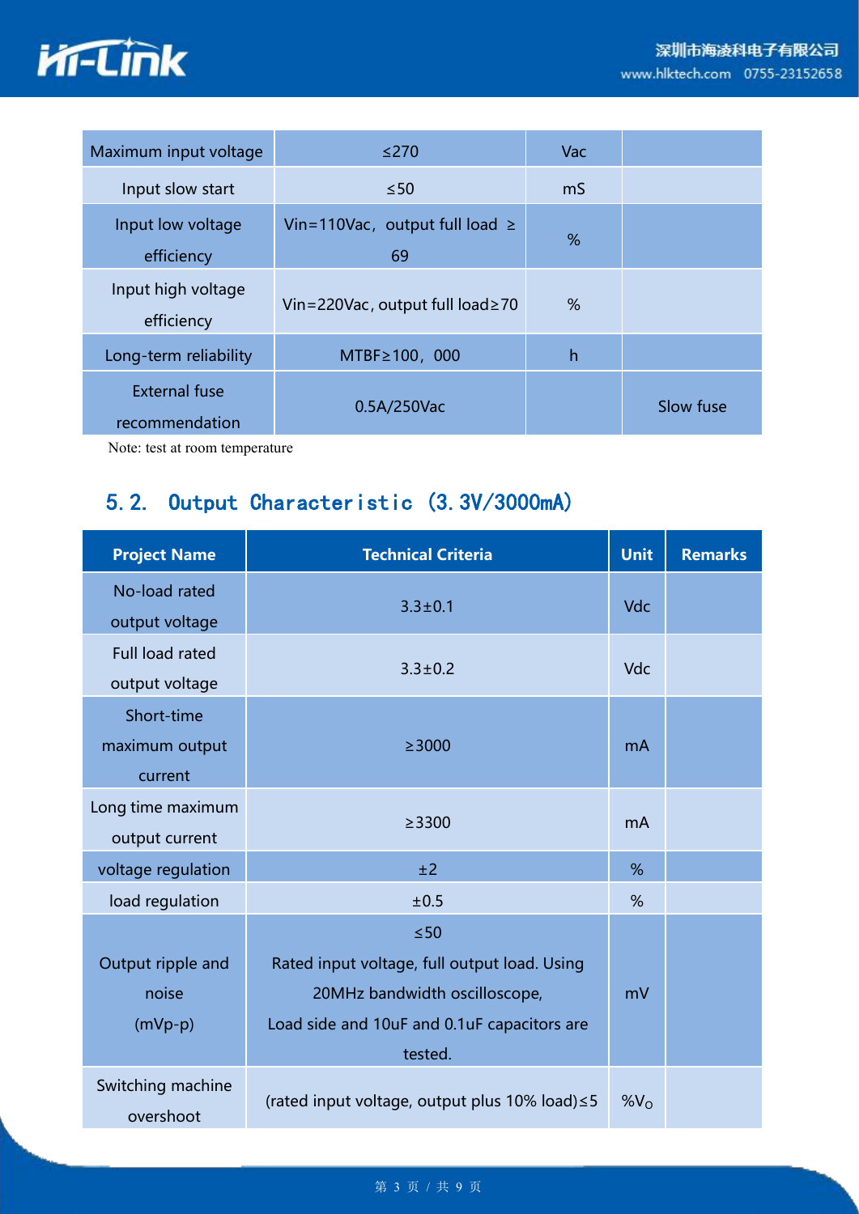| Maximum input voltage | ≤270 | Vac | |
| --- | --- | --- | --- |
| Input slow start | ≤50 | mS | |
| Input low voltage efficiency | Vin=110Vac，output full load ≥ 69 | % | |
| Input high voltage efficiency | Vin=220Vac, output full load≥70 | % | |
| Long-term reliability | MTBF≥100，000 | h | |
| External fuse recommendation | 0.5A/250Vac | | Slow fuse |

Note: test at room temperature

## 5.2. Output Characteristic (3.3V/3000mA)

| Project Name | Technical Criteria | Unit | Remarks |
| --- | --- | --- | --- |
| No-load rated output voltage | 3.3±0.1 | Vdc | |
| Full load rated output voltage | 3.3±0.2 | Vdc | |
| Short-time maximum output current | ≥3000 | mA | |
| Long time maximum output current | ≥3300 | mA | |
| voltage regulation | ±2 | % | |
| load regulation | ±0.5 | % | |
| Output ripple and noise (mVp-p) | ≤50<br>Rated input voltage, full output load. Using 20MHz bandwidth oscilloscope,<br>Load side and 10uF and 0.1uF capacitors are tested. | mV | |
| Switching machine overshoot | (rated input voltage, output plus 10% load)≤5 | $\%V_O$ | |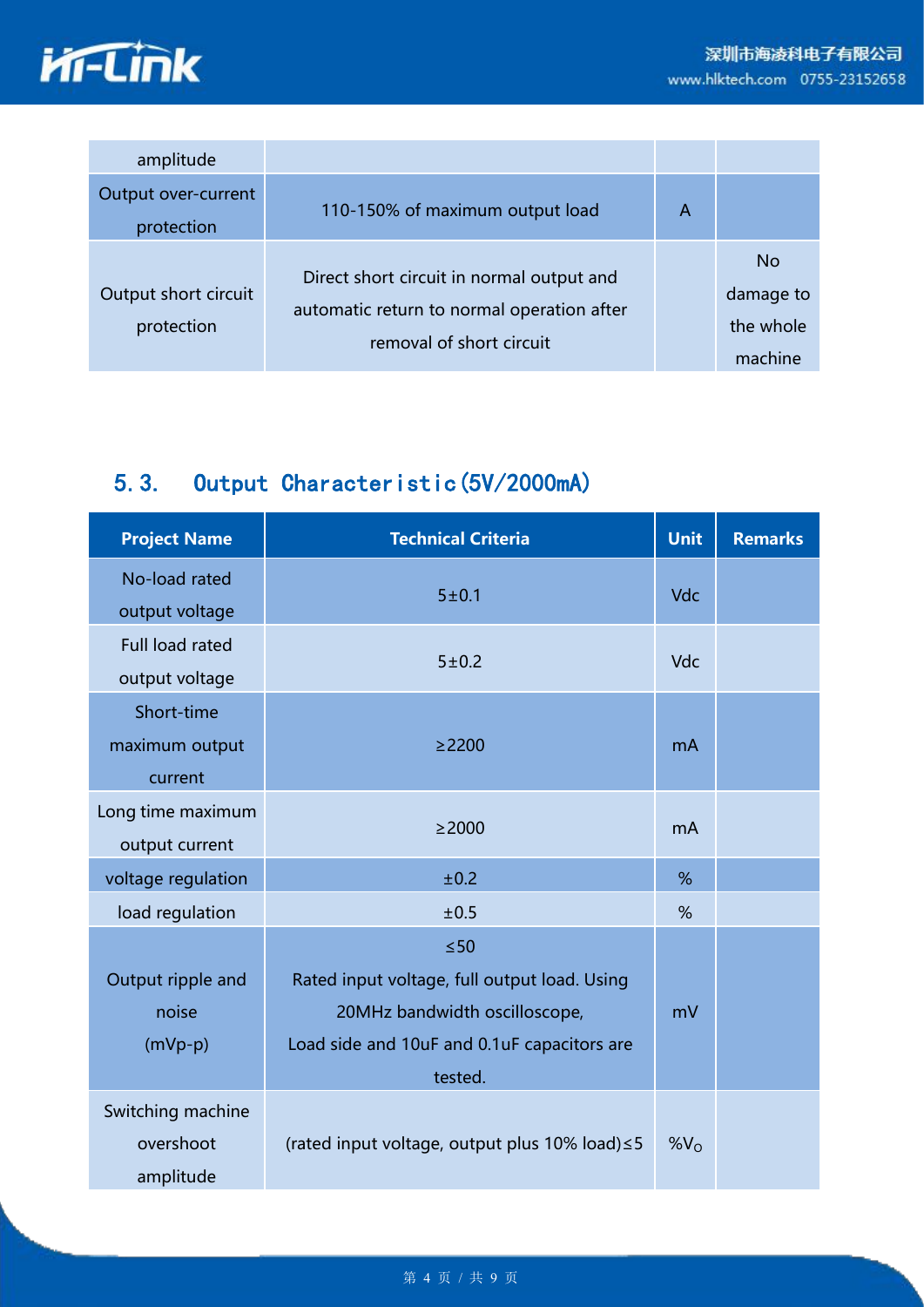| amplitude | | | |
|---|---|---|---|
| Output over-current protection | 110-150% of maximum output load | A | |
| Output short circuit protection | Direct short circuit in normal output and automatic return to normal operation after removal of short circuit | | No damage to the whole machine |

## 5.3. Output Characteristic(5V/2000mA)

| Project Name | Technical Criteria | Unit | Remarks |
|---|---|---|---|
| No-load rated output voltage | 5±0.1 | Vdc | |
| Full load rated output voltage | 5±0.2 | Vdc | |
| Short-time maximum output current | ≥2200 | mA | |
| Long time maximum output current | ≥2000 | mA | |
| voltage regulation | ±0.2 | % | |
| load regulation | ±0.5 | % | |
| Output ripple and noise (mVp-p) | ≤50<br>Rated input voltage, full output load. Using 20MHz bandwidth oscilloscope,<br>Load side and 10uF and 0.1uF capacitors are tested. | mV | |
| Switching machine overshoot amplitude | (rated input voltage, output plus 10% load)≤5 | $\%V_O$ | |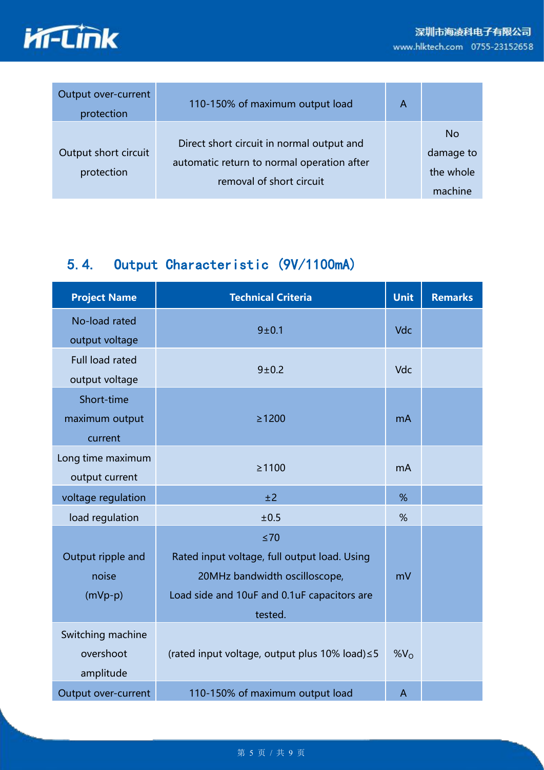| Output over-current protection | 110-150% of maximum output load | A | |
|---|---|---|---|
| Output short circuit protection | Direct short circuit in normal output and automatic return to normal operation after removal of short circuit | | No damage to the whole machine |

## 5.4. Output Characteristic (9V/1100mA)

| Project Name | Technical Criteria | Unit | Remarks |
|---|---|---|---|
| No-load rated output voltage | 9±0.1 | Vdc | |
| Full load rated output voltage | 9±0.2 | Vdc | |
| Short-time maximum output current | ≥1200 | mA | |
| Long time maximum output current | ≥1100 | mA | |
| voltage regulation | ±2 | % | |
| load regulation | ±0.5 | % | |
| Output ripple and noise (mVp-p) | ≤70<br>Rated input voltage, full output load. Using 20MHz bandwidth oscilloscope,<br>Load side and 10uF and 0.1uF capacitors are tested. | mV | |
| Switching machine overshoot amplitude | (rated input voltage, output plus 10% load)≤5 | $\%V_O$ | |
| Output over-current | 110-150% of maximum output load | A | |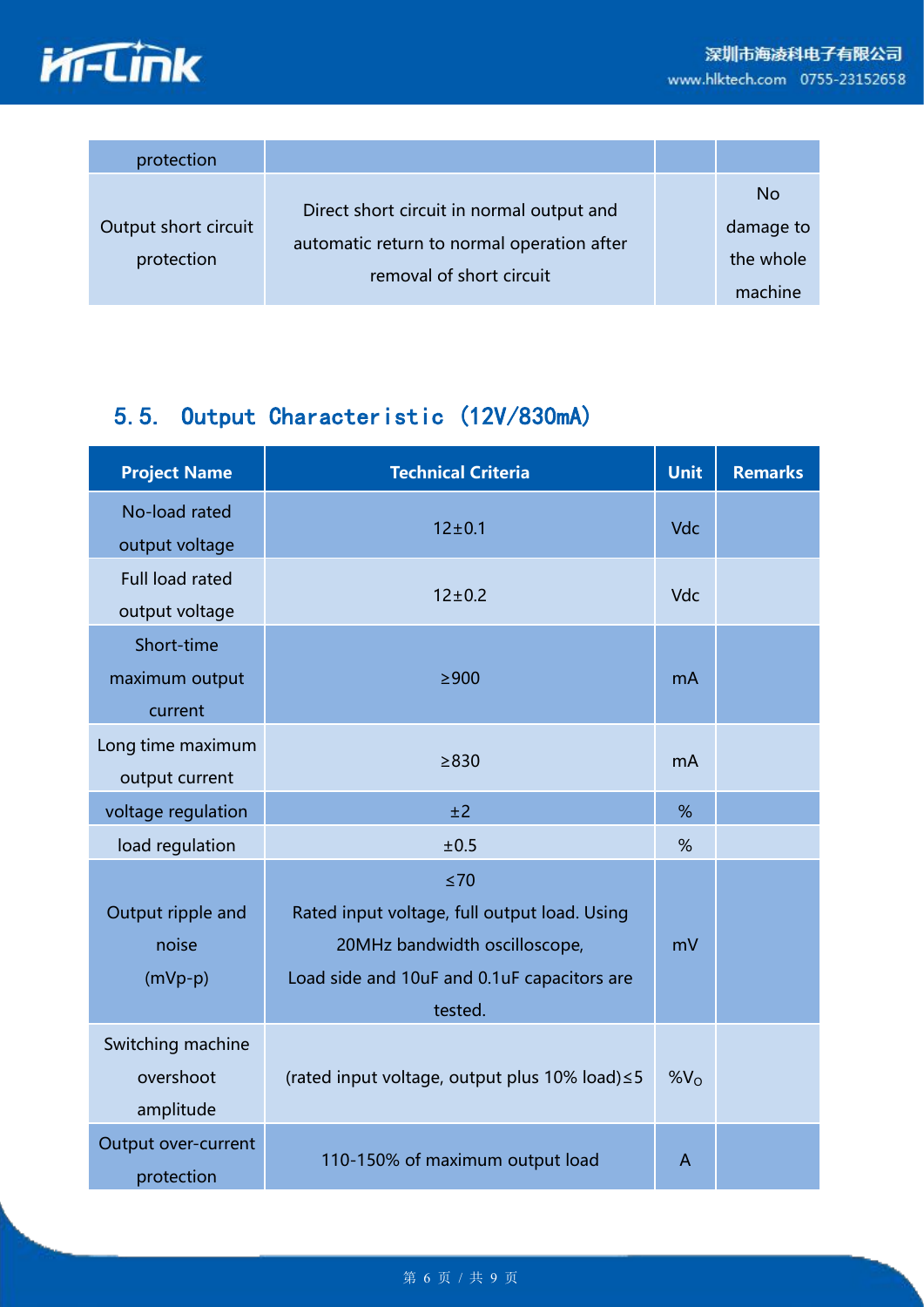| protection | | | |
|---|---|---|---|
| Output short circuit protection | Direct short circuit in normal output and automatic return to normal operation after removal of short circuit | | No damage to the whole machine |

## 5.5. Output Characteristic (12V/830mA)

| Project Name | Technical Criteria | Unit | Remarks |
|---|---|---|---|
| No-load rated output voltage | 12±0.1 | Vdc | |
| Full load rated output voltage | 12±0.2 | Vdc | |
| Short-time maximum output current | ≥900 | mA | |
| Long time maximum output current | ≥830 | mA | |
| voltage regulation | ±2 | % | |
| load regulation | ±0.5 | % | |
| Output ripple and noise (mVp-p) | ≤70<br>Rated input voltage, full output load. Using 20MHz bandwidth oscilloscope,<br>Load side and 10uF and 0.1uF capacitors are tested. | mV | |
| Switching machine overshoot amplitude | (rated input voltage, output plus 10% load)≤5 | $\%V_O$ | |
| Output over-current protection | 110-150% of maximum output load | A | |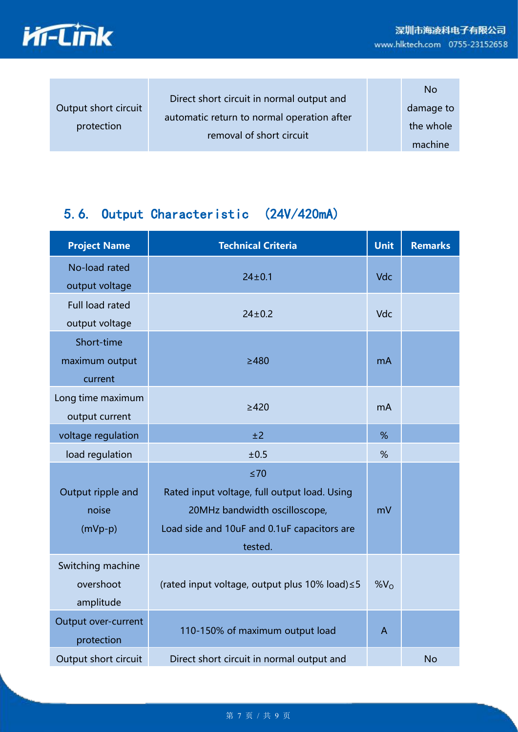| Output short circuit protection | Direct short circuit in normal output and automatic return to normal operation after removal of short circuit | | No damage to the whole machine |
|---|---|---|---|

## 5.6. Output Characteristic (24V/420mA)

| Project Name | Technical Criteria | Unit | Remarks |
|---|---|---|---|
| No-load rated output voltage | 24±0.1 | Vdc | |
| Full load rated output voltage | 24±0.2 | Vdc | |
| Short-time maximum output current | ≥480 | mA | |
| Long time maximum output current | ≥420 | mA | |
| voltage regulation | ±2 | % | |
| load regulation | ±0.5 | % | |
| Output ripple and noise (mVp-p) | ≤70<br>Rated input voltage, full output load. Using 20MHz bandwidth oscilloscope,<br>Load side and 10uF and 0.1uF capacitors are tested. | mV | |
| Switching machine overshoot amplitude | (rated input voltage, output plus 10% load)≤5 | $\%V_O$ | |
| Output over-current protection | 110-150% of maximum output load | A | |
| Output short circuit | Direct short circuit in normal output and | | No |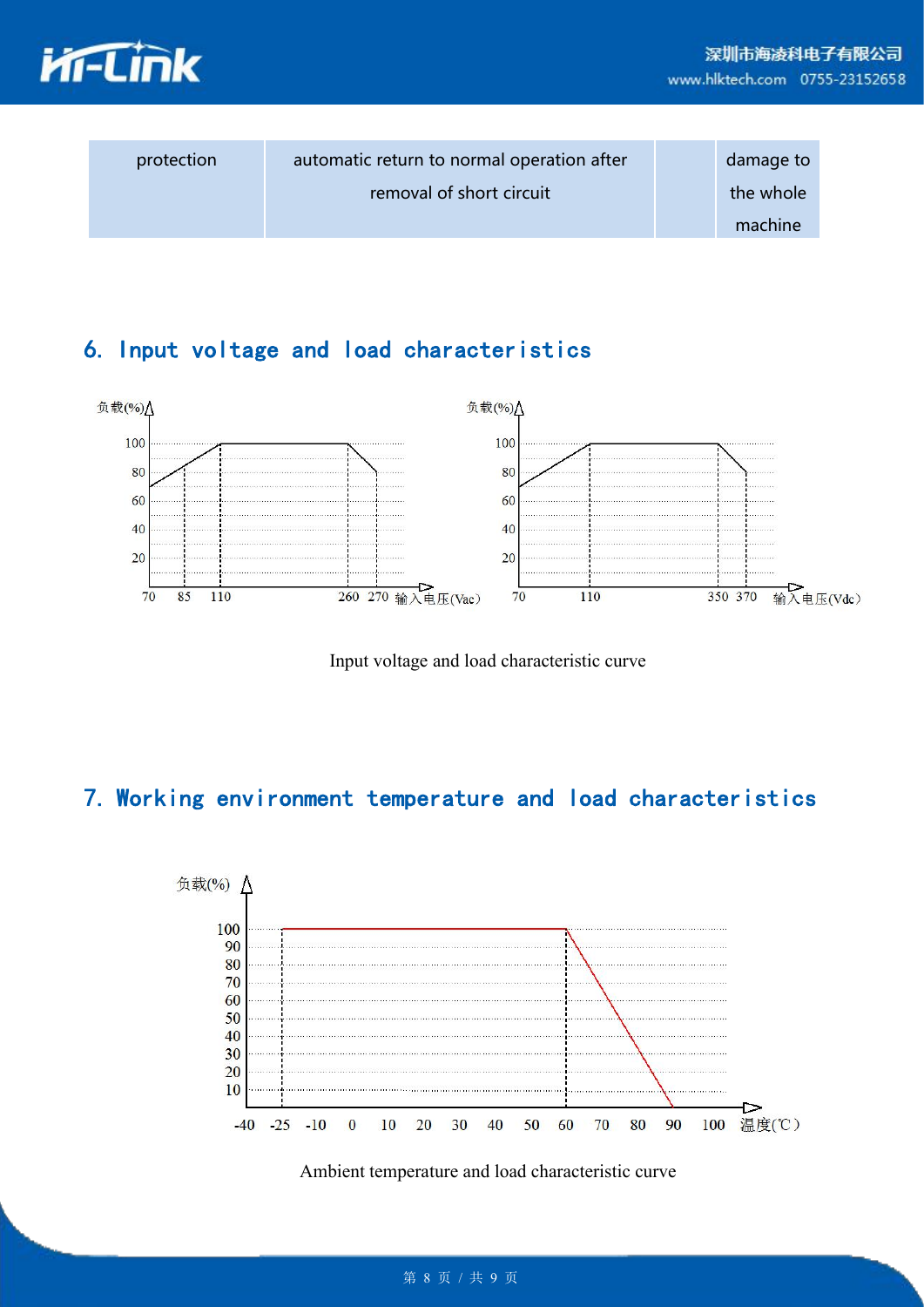| protection | automatic return to normal operation after removal of short circuit | | damage to the whole machine |
|---|---|---|---|

## 6. Input voltage and load characteristics

Input voltage and load characteristic curve

## 7. Working environment temperature and load characteristics

Ambient temperature and load characteristic curve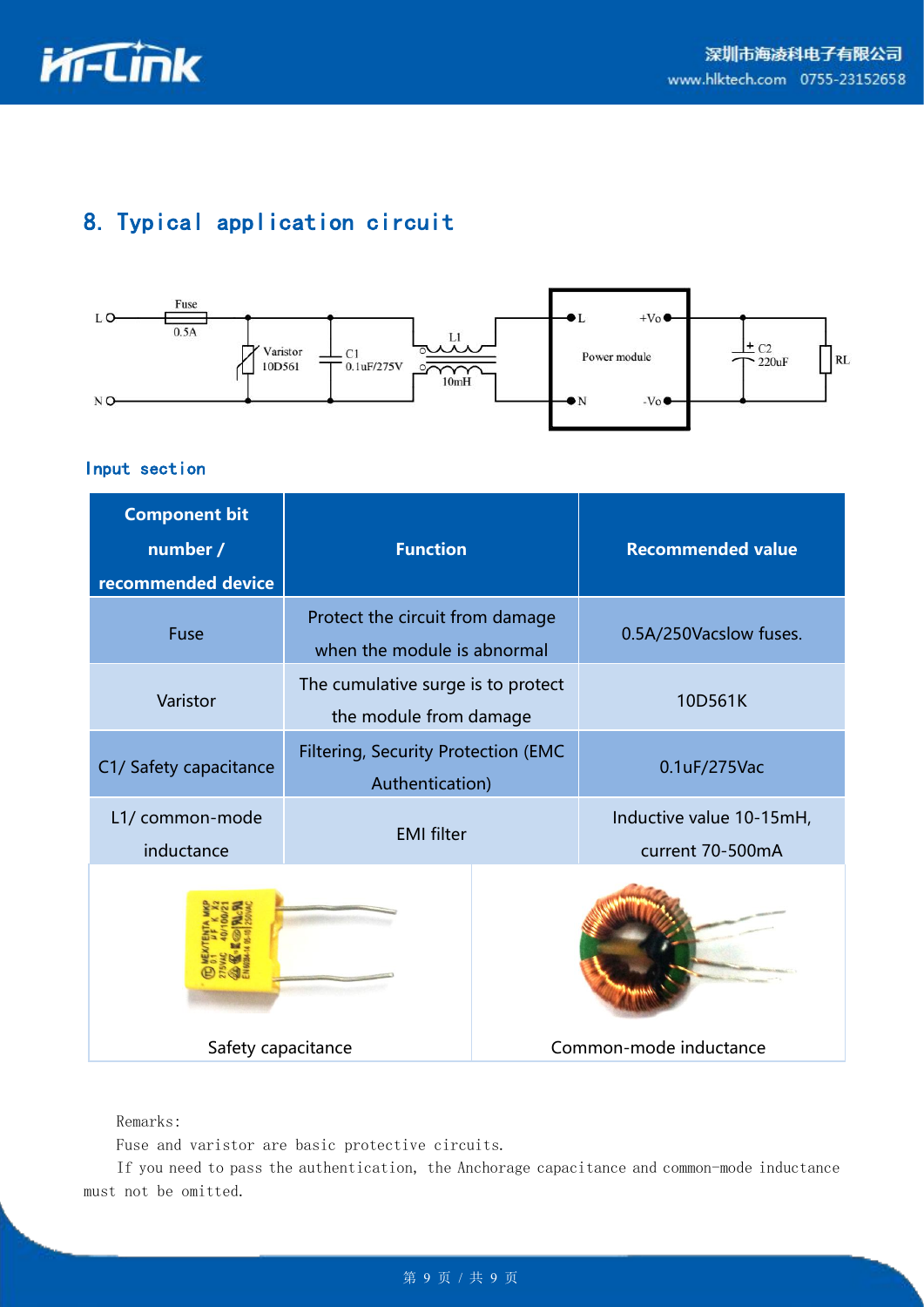## 8. Typical application circuit

### Input section

| Component bit number / recommended device | Function | Recommended value |
|---|---|---|
| Fuse | Protect the circuit from damage when the module is abnormal | 0.5A/250Vacslow fuses. |
| Varistor | The cumulative surge is to protect the module from damage | 10D561K |
| C1/ Safety capacitance | Filtering, Security Protection (EMC Authentication) | 0.1uF/275Vac |
| L1/ common-mode inductance | EMI filter | Inductive value 10-15mH, current 70-500mA |

Safety capacitance

Common-mode inductance

Remarks:

Fuse and varistor are basic protective circuits.

If you need to pass the authentication, the Anchorage capacitance and common-mode inductance must not be omitted.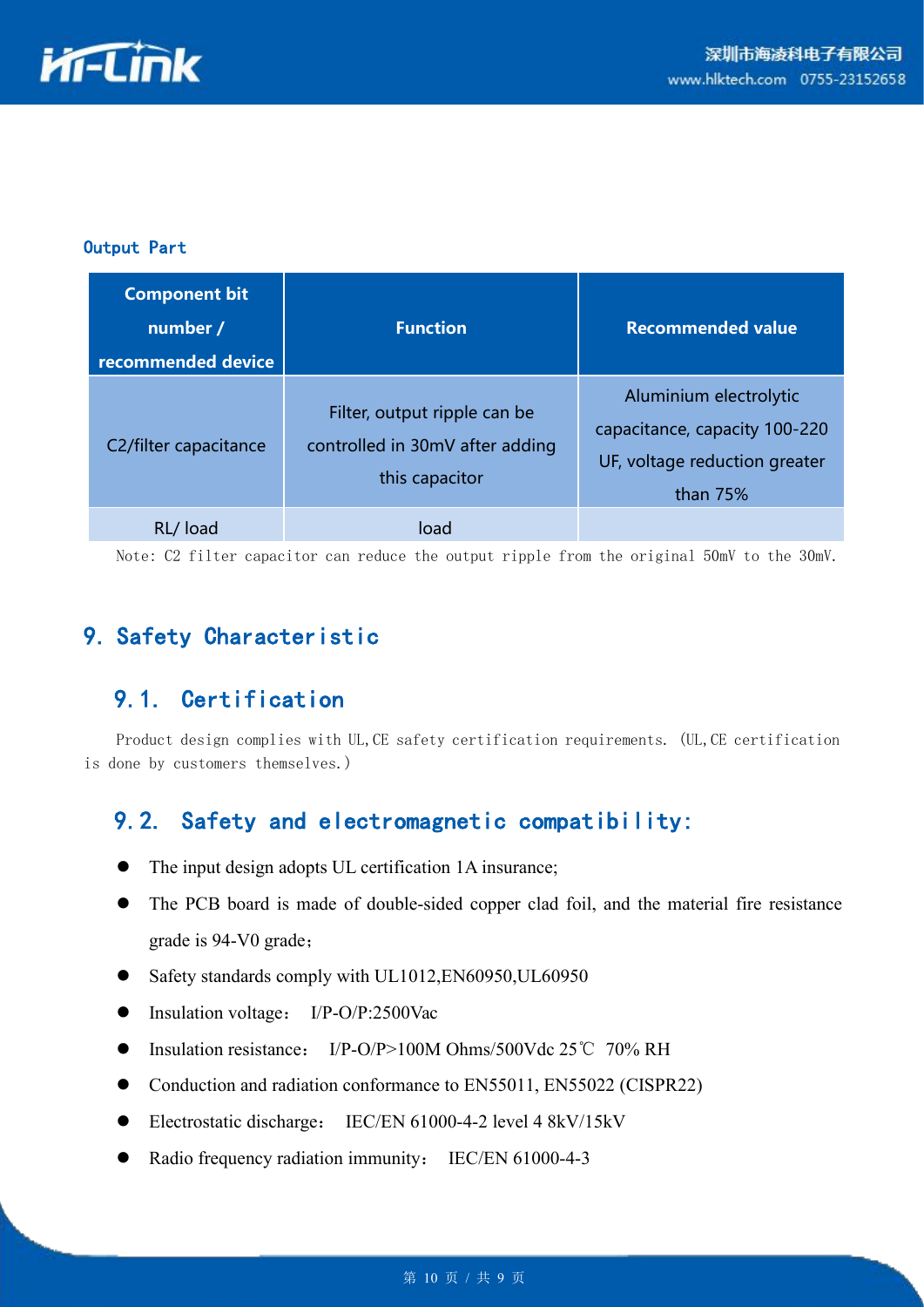Output Part

| Component bit number / recommended device | Function | Recommended value |
|---|---|---|
| C2/filter capacitance | Filter, output ripple can be controlled in 30mV after adding this capacitor | Aluminium electrolytic capacitance, capacity 100-220 UF, voltage reduction greater than 75% |
| RL/ load | load | |

Note: C2 filter capacitor can reduce the output ripple from the original 50mV to the 30mV.

# 9. Safety Characteristic

## 9.1. Certification

Product design complies with UL,CE safety certification requirements. (UL,CE certification is done by customers themselves.)

## 9.2. Safety and electromagnetic compatibility:

- The input design adopts UL certification 1A insurance;
- The PCB board is made of double-sided copper clad foil, and the material fire resistance grade is 94-V0 grade；
- Safety standards comply with UL1012,EN60950,UL60950
- Insulation voltage： I/P-O/P:2500Vac
- Insulation resistance： I/P-O/P>100M Ohms/500Vdc 25℃ 70% RH
- Conduction and radiation conformance to EN55011, EN55022 (CISPR22)
- Electrostatic discharge： IEC/EN 61000-4-2 level 4 8kV/15kV
- Radio frequency radiation immunity： IEC/EN 61000-4-3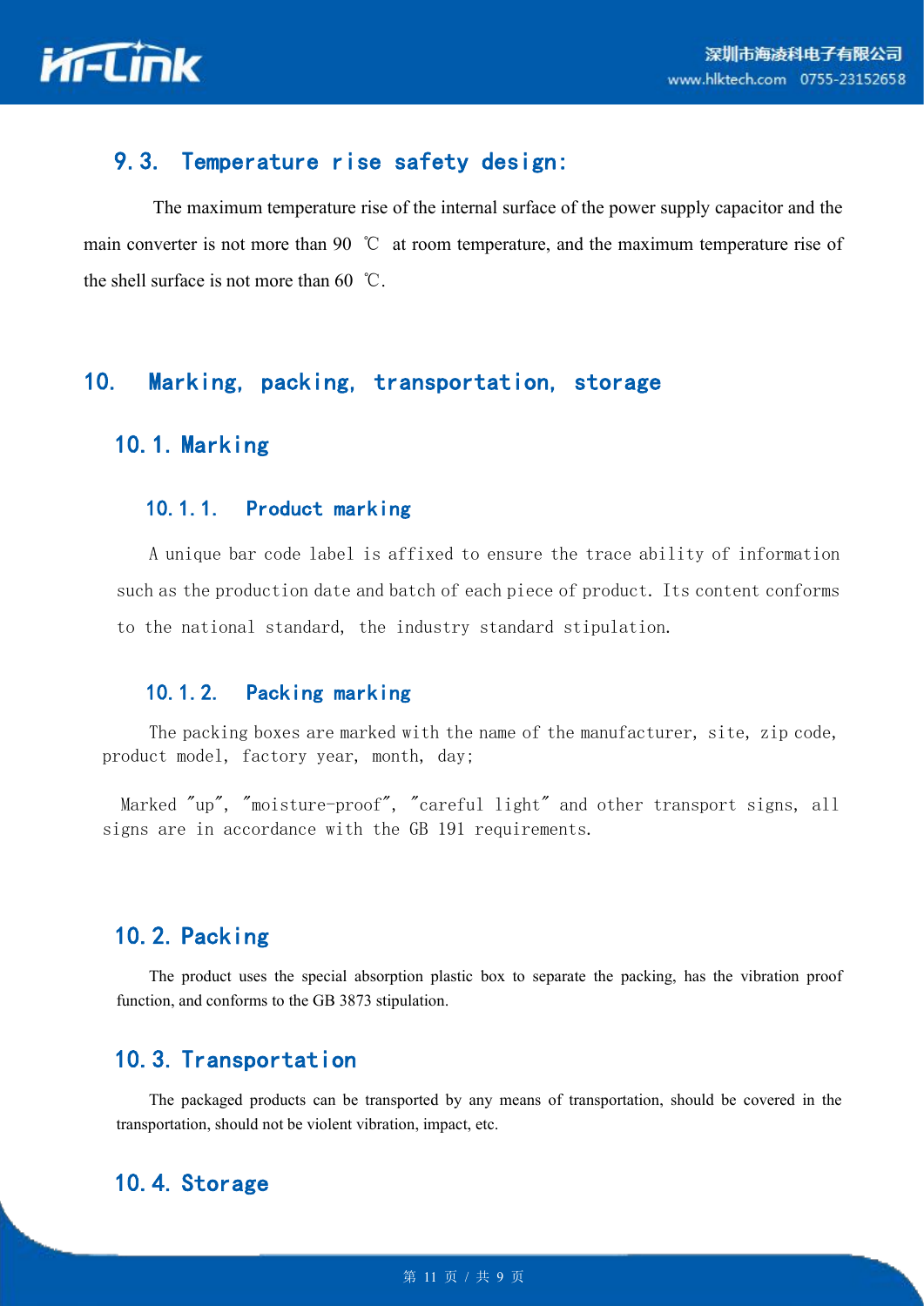### 9.3. Temperature rise safety design:

The maximum temperature rise of the internal surface of the power supply capacitor and the main converter is not more than 90 ℃ at room temperature, and the maximum temperature rise of the shell surface is not more than 60 ℃.

## 10. Marking, packing, transportation, storage

### 10.1. Marking

#### 10.1.1. Product marking

A unique bar code label is affixed to ensure the trace ability of information such as the production date and batch of each piece of product. Its content conforms to the national standard, the industry standard stipulation.

#### 10.1.2. Packing marking

The packing boxes are marked with the name of the manufacturer, site, zip code, product model, factory year, month, day;

Marked "up", "moisture-proof", "careful light" and other transport signs, all signs are in accordance with the GB 191 requirements.

### 10.2. Packing

The product uses the special absorption plastic box to separate the packing, has the vibration proof function, and conforms to the GB 3873 stipulation.

### 10.3. Transportation

The packaged products can be transported by any means of transportation, should be covered in the transportation, should not be violent vibration, impact, etc.

### 10.4. Storage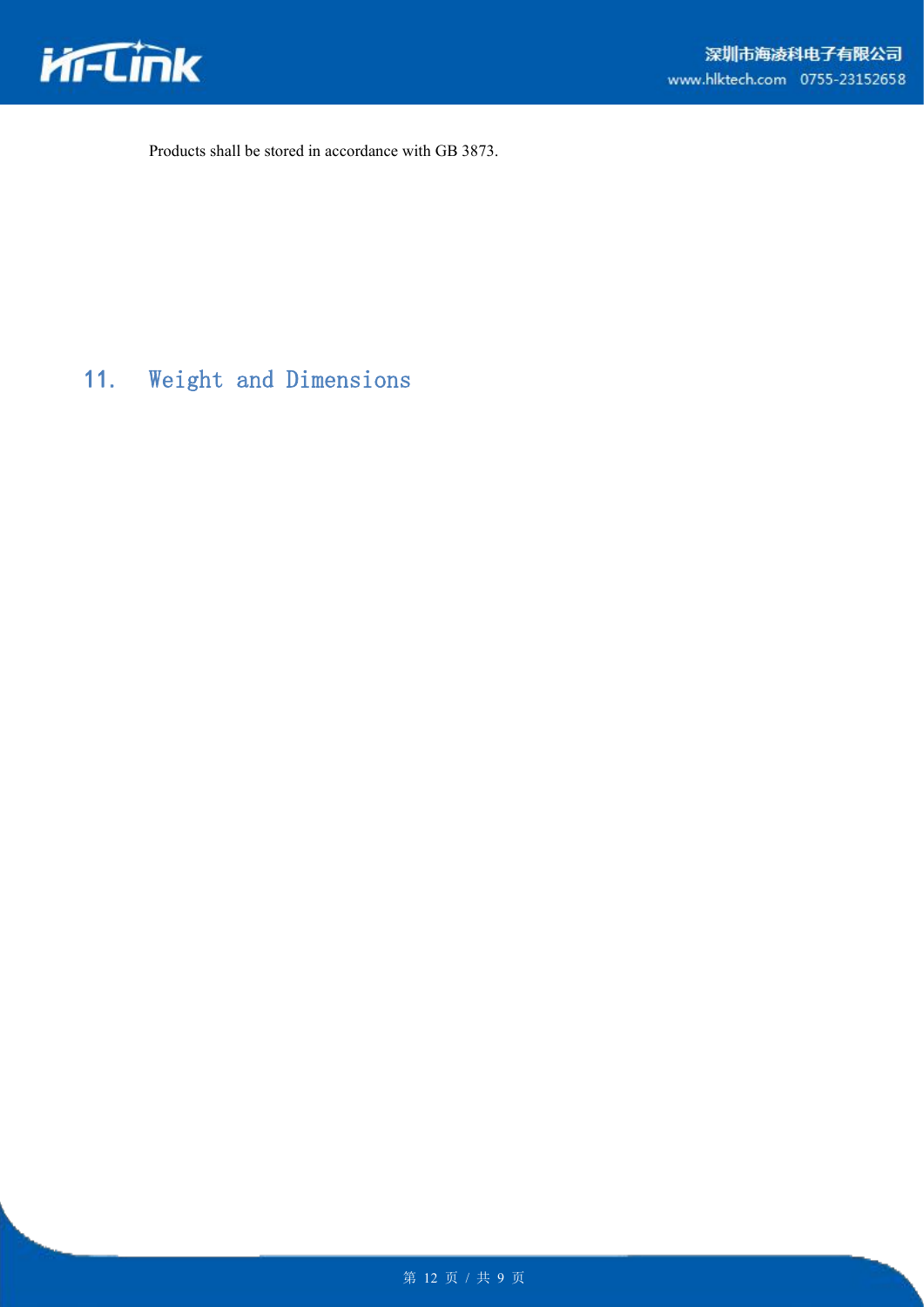Products shall be stored in accordance with GB 3873.

## 11. Weight and Dimensions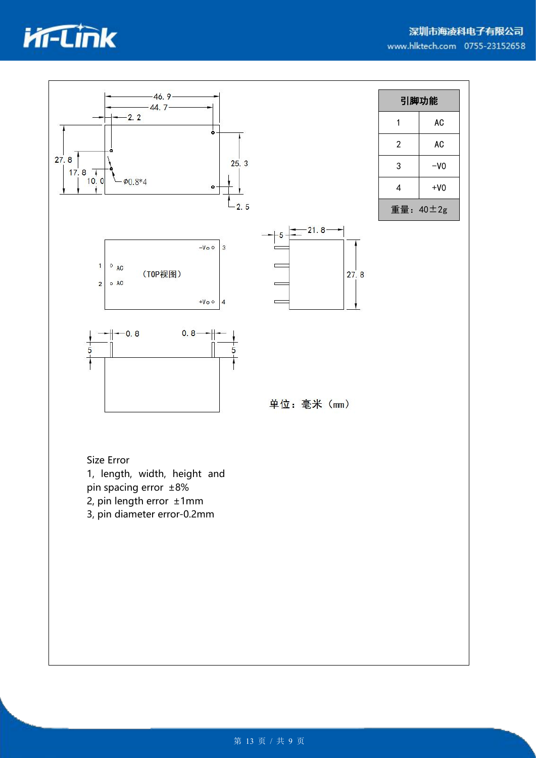46.9

44.7

2.2

27.8

17.8

10.0

Φ0.8*4

25.3

2.5

| 引脚功能 | |
|---|---|
| 1 | AC |
| 2 | AC |
| 3 | -VO |
| 4 | +VO |
| 重量：40±2g | |

-Vo 3

1 AC

（TOP视图）

2 AC

+Vo 4

5

21.8

27.8

0.8

0.8

5

5

单位：毫米（mm）

Size Error

1, length, width, height and pin spacing error ±8%

2, pin length error ±1mm

3, pin diameter error-0.2mm